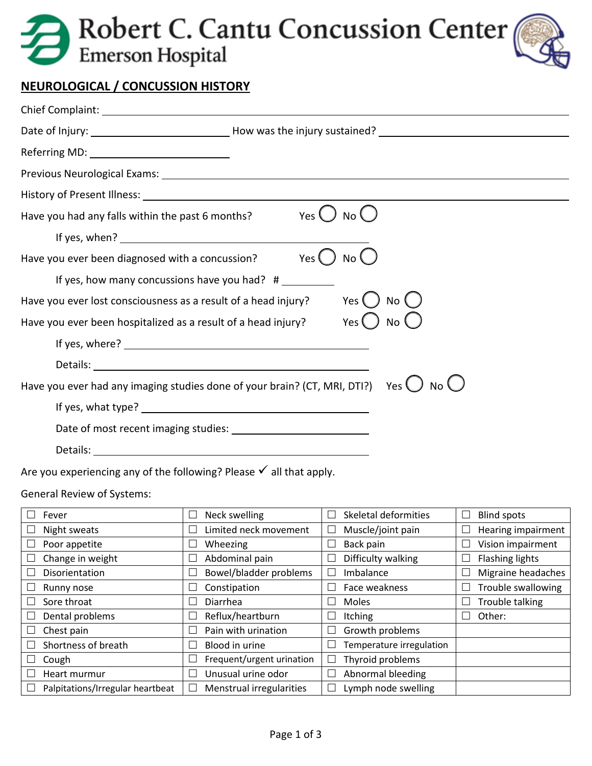Robert C. Cantu Concussion Center
Emerson Hospital

## NEUROLOGICAL / CONCUSSION HISTORY

Chief Complaint: ______________________________

Date of Injury: ______________ How was the injury sustained? ______________

Referring MD: ______________

Previous Neurological Exams: ______________________________

History of Present Illness: ______________________________

Have you had any falls within the past 6 months? Yes ◯ No ◯

If yes, when? ______________

Have you ever been diagnosed with a concussion? Yes ◯ No ◯

If yes, how many concussions have you had? # ______

Have you ever lost consciousness as a result of a head injury? Yes ◯ No ◯

Have you ever been hospitalized as a result of a head injury? Yes ◯ No ◯

If yes, where? ______________

Details: ______________

Have you ever had any imaging studies done of your brain? (CT, MRI, DTI?) Yes ◯ No ◯

If yes, what type? ______________

Date of most recent imaging studies: ______________

Details: ______________

Are you experiencing any of the following? Please ✓ all that apply.

General Review of Systems:

| | | | |
|---|---|---|---|
| ☐ Fever | ☐ Neck swelling | ☐ Skeletal deformities | ☐ Blind spots |
| ☐ Night sweats | ☐ Limited neck movement | ☐ Muscle/joint pain | ☐ Hearing impairment |
| ☐ Poor appetite | ☐ Wheezing | ☐ Back pain | ☐ Vision impairment |
| ☐ Change in weight | ☐ Abdominal pain | ☐ Difficulty walking | ☐ Flashing lights |
| ☐ Disorientation | ☐ Bowel/bladder problems | ☐ Imbalance | ☐ Migraine headaches |
| ☐ Runny nose | ☐ Constipation | ☐ Face weakness | ☐ Trouble swallowing |
| ☐ Sore throat | ☐ Diarrhea | ☐ Moles | ☐ Trouble talking |
| ☐ Dental problems | ☐ Reflux/heartburn | ☐ Itching | ☐ Other: |
| ☐ Chest pain | ☐ Pain with urination | ☐ Growth problems | |
| ☐ Shortness of breath | ☐ Blood in urine | ☐ Temperature irregulation | |
| ☐ Cough | ☐ Frequent/urgent urination | ☐ Thyroid problems | |
| ☐ Heart murmur | ☐ Unusual urine odor | ☐ Abnormal bleeding | |
| ☐ Palpitations/Irregular heartbeat | ☐ Menstrual irregularities | ☐ Lymph node swelling | |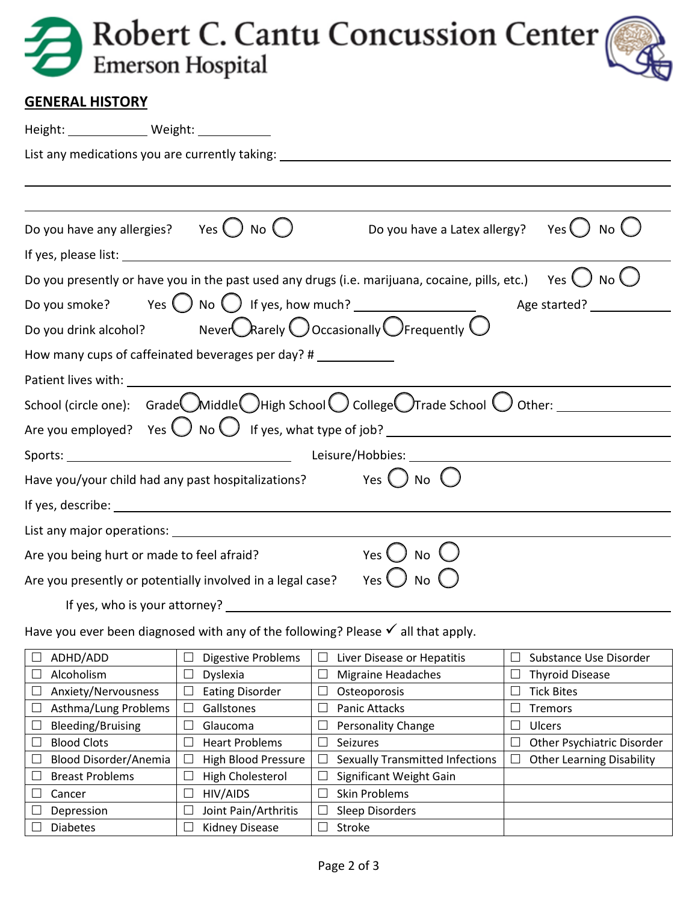# Robert C. Cantu Concussion Center
## Emerson Hospital

**GENERAL HISTORY**

Height: ____________ Weight: ___________

List any medications you are currently taking: ___________________________________________

___________________________________________________________________________

___________________________________________________________________________

Do you have any allergies? Yes ◯ No ◯ Do you have a Latex allergy? Yes ◯ No ◯

If yes, please list: ___________________________________________________________

Do you presently or have you in the past used any drugs (i.e. marijuana, cocaine, pills, etc.) Yes ◯ No ◯

Do you smoke? Yes ◯ No ◯ If yes, how much? _________________ Age started? ___________

Do you drink alcohol? Never ◯ Rarely ◯ Occasionally ◯ Frequently ◯

How many cups of caffeinated beverages per day? # ___________

Patient lives with: ___________________________________________________________

School (circle one): Grade ◯ Middle ◯ High School ◯ College ◯ Trade School ◯ Other: _______________

Are you employed? Yes ◯ No ◯ If yes, what type of job? ______________________________

Sports: ______________________________ Leisure/Hobbies: ______________________________

Have you/your child had any past hospitalizations? Yes ◯ No ◯

If yes, describe: ______________________________________________________________

List any major operations: ______________________________________________________

Are you being hurt or made to feel afraid? Yes ◯ No ◯

Are you presently or potentially involved in a legal case? Yes ◯ No ◯

If yes, who is your attorney? ____________________________________________________

Have you ever been diagnosed with any of the following? Please ✓ all that apply.

| | | | |
|---|---|---|---|
| ☐ ADHD/ADD | ☐ Digestive Problems | ☐ Liver Disease or Hepatitis | ☐ Substance Use Disorder |
| ☐ Alcoholism | ☐ Dyslexia | ☐ Migraine Headaches | ☐ Thyroid Disease |
| ☐ Anxiety/Nervousness | ☐ Eating Disorder | ☐ Osteoporosis | ☐ Tick Bites |
| ☐ Asthma/Lung Problems | ☐ Gallstones | ☐ Panic Attacks | ☐ Tremors |
| ☐ Bleeding/Bruising | ☐ Glaucoma | ☐ Personality Change | ☐ Ulcers |
| ☐ Blood Clots | ☐ Heart Problems | ☐ Seizures | ☐ Other Psychiatric Disorder |
| ☐ Blood Disorder/Anemia | ☐ High Blood Pressure | ☐ Sexually Transmitted Infections | ☐ Other Learning Disability |
| ☐ Breast Problems | ☐ High Cholesterol | ☐ Significant Weight Gain | |
| ☐ Cancer | ☐ HIV/AIDS | ☐ Skin Problems | |
| ☐ Depression | ☐ Joint Pain/Arthritis | ☐ Sleep Disorders | |
| ☐ Diabetes | ☐ Kidney Disease | ☐ Stroke | |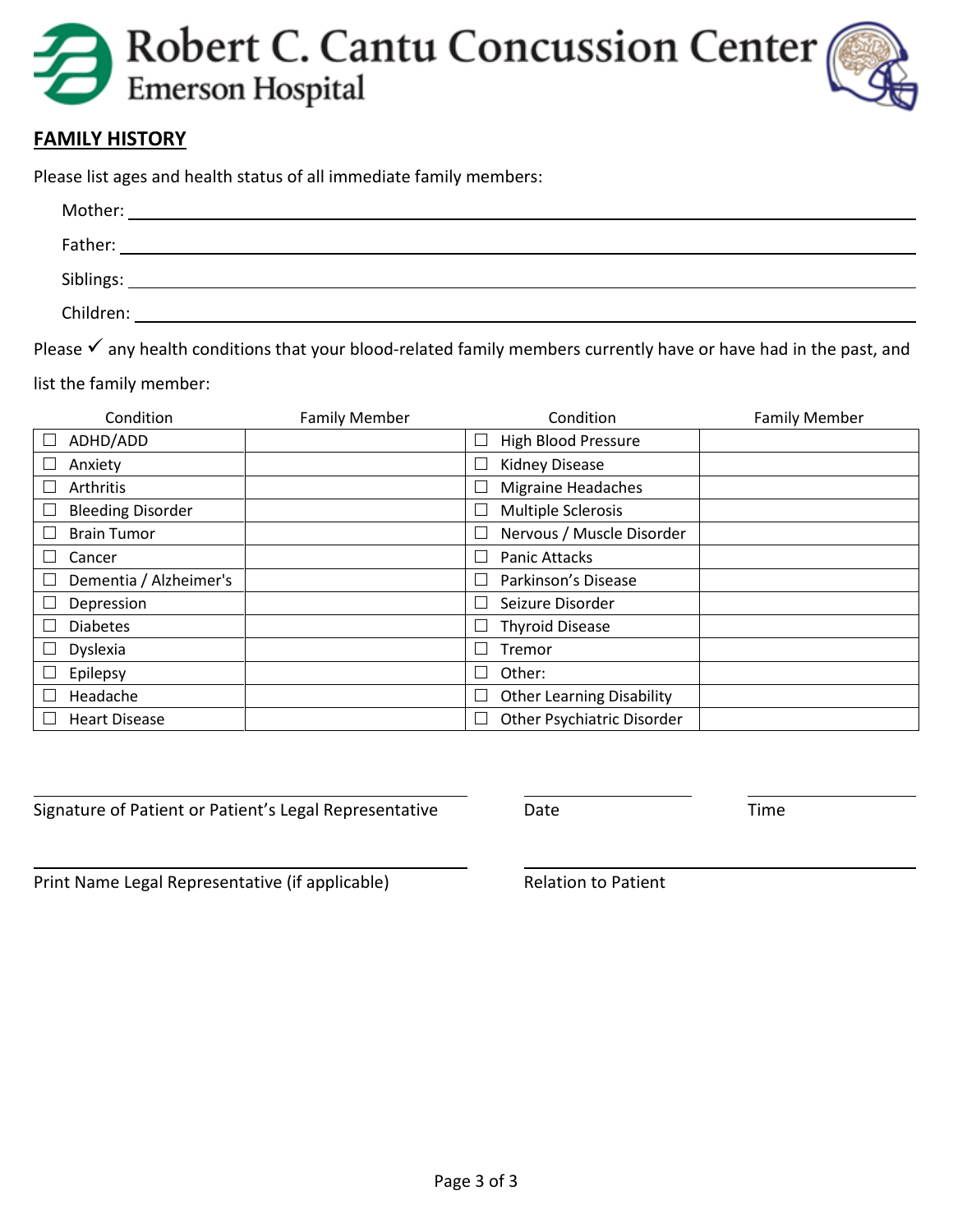Robert C. Cantu Concussion Center
Emerson Hospital

## FAMILY HISTORY

Please list ages and health status of all immediate family members:

Mother: ______________________________

Father: ______________________________

Siblings: ______________________________

Children: ______________________________

Please ✓ any health conditions that your blood-related family members currently have or have had in the past, and list the family member:

| Condition | Family Member | Condition | Family Member |
|---|---|---|---|
| ☐ ADHD/ADD | | ☐ High Blood Pressure | |
| ☐ Anxiety | | ☐ Kidney Disease | |
| ☐ Arthritis | | ☐ Migraine Headaches | |
| ☐ Bleeding Disorder | | ☐ Multiple Sclerosis | |
| ☐ Brain Tumor | | ☐ Nervous / Muscle Disorder | |
| ☐ Cancer | | ☐ Panic Attacks | |
| ☐ Dementia / Alzheimer's | | ☐ Parkinson's Disease | |
| ☐ Depression | | ☐ Seizure Disorder | |
| ☐ Diabetes | | ☐ Thyroid Disease | |
| ☐ Dyslexia | | ☐ Tremor | |
| ☐ Epilepsy | | ☐ Other: | |
| ☐ Headache | | ☐ Other Learning Disability | |
| ☐ Heart Disease | | ☐ Other Psychiatric Disorder | |

______________________________ ______________ ______________
Signature of Patient or Patient's Legal Representative Date Time

______________________________ ______________________________
Print Name Legal Representative (if applicable) Relation to Patient